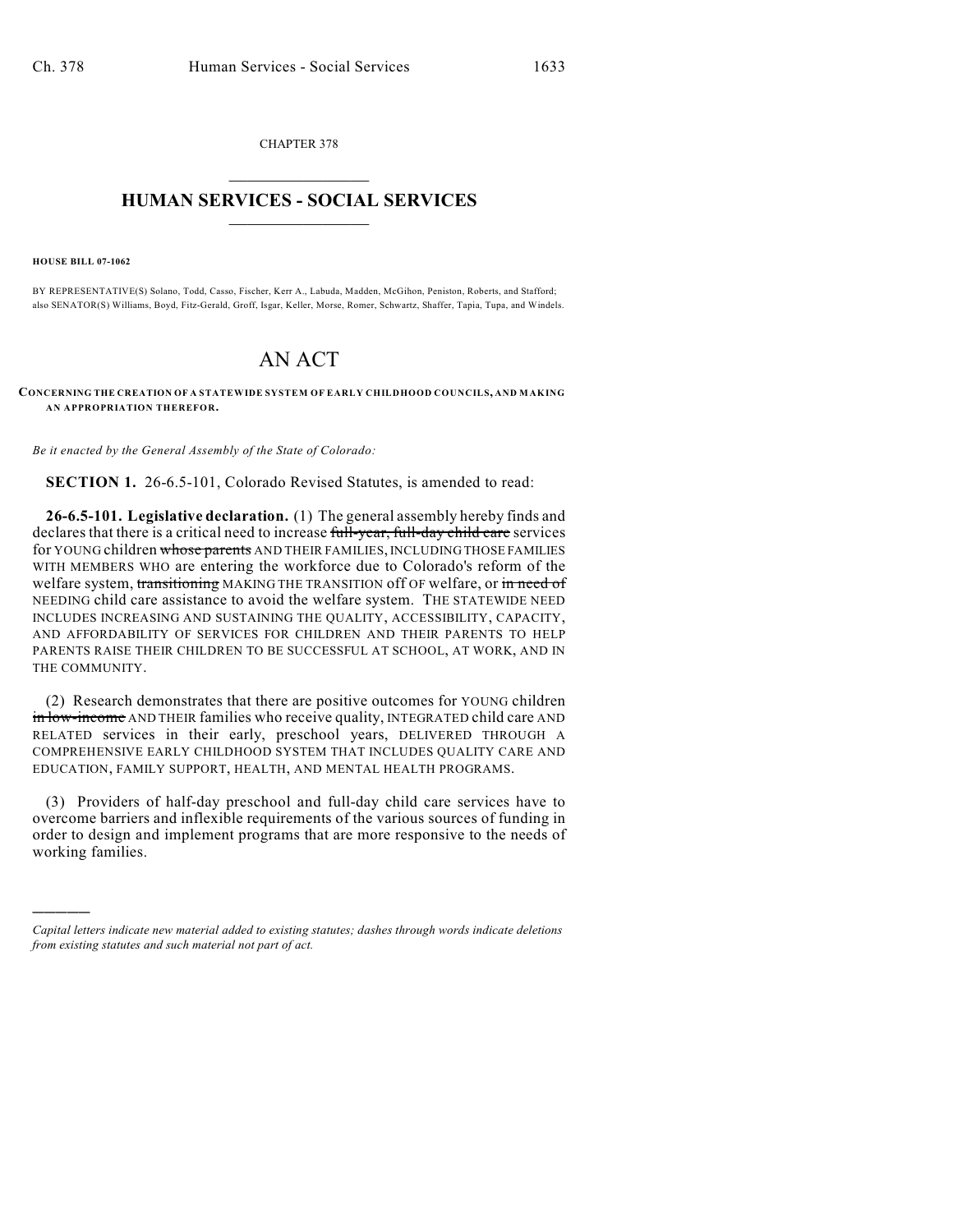CHAPTER 378

# HUMAN SERVICES - SOCIAL SERVICES

**HOUSE BILL 07-1062**

BY REPRESENTATIVE(S) Solano, Todd, Casso, Fischer, Kerr A., Labuda, Madden, McGihon, Peniston, Roberts, and Stafford; also SENATOR(S) Williams, Boyd, Fitz-Gerald, Groff, Isgar, Keller, Morse, Romer, Schwartz, Shaffer, Tapia, Tupa, and Windels.

# AN ACT

**CONCERNING THE CREATION OF A STATEWIDE SYSTEM OF EARLY CHILDHOOD COUNCILS, AND MAKING AN APPROPRIATION THEREFOR.**

*Be it enacted by the General Assembly of the State of Colorado:*

**SECTION 1.** 26-6.5-101, Colorado Revised Statutes, is amended to read:

**26-6.5-101. Legislative declaration.** (1) The general assembly hereby finds and declares that there is a critical need to increase ~~full-year, full-day child care~~ services for YOUNG children ~~whose parents~~ AND THEIR FAMILIES, INCLUDING THOSE FAMILIES WITH MEMBERS WHO are entering the workforce due to Colorado's reform of the welfare system, ~~transitioning~~ MAKING THE TRANSITION off OF welfare, or ~~in need of~~ NEEDING child care assistance to avoid the welfare system. THE STATEWIDE NEED INCLUDES INCREASING AND SUSTAINING THE QUALITY, ACCESSIBILITY, CAPACITY, AND AFFORDABILITY OF SERVICES FOR CHILDREN AND THEIR PARENTS TO HELP PARENTS RAISE THEIR CHILDREN TO BE SUCCESSFUL AT SCHOOL, AT WORK, AND IN THE COMMUNITY.

(2) Research demonstrates that there are positive outcomes for YOUNG children ~~in low-income~~ AND THEIR families who receive quality, INTEGRATED child care AND RELATED services in their early, preschool years, DELIVERED THROUGH A COMPREHENSIVE EARLY CHILDHOOD SYSTEM THAT INCLUDES QUALITY CARE AND EDUCATION, FAMILY SUPPORT, HEALTH, AND MENTAL HEALTH PROGRAMS.

(3) Providers of half-day preschool and full-day child care services have to overcome barriers and inflexible requirements of the various sources of funding in order to design and implement programs that are more responsive to the needs of working families.

*Capital letters indicate new material added to existing statutes; dashes through words indicate deletions from existing statutes and such material not part of act.*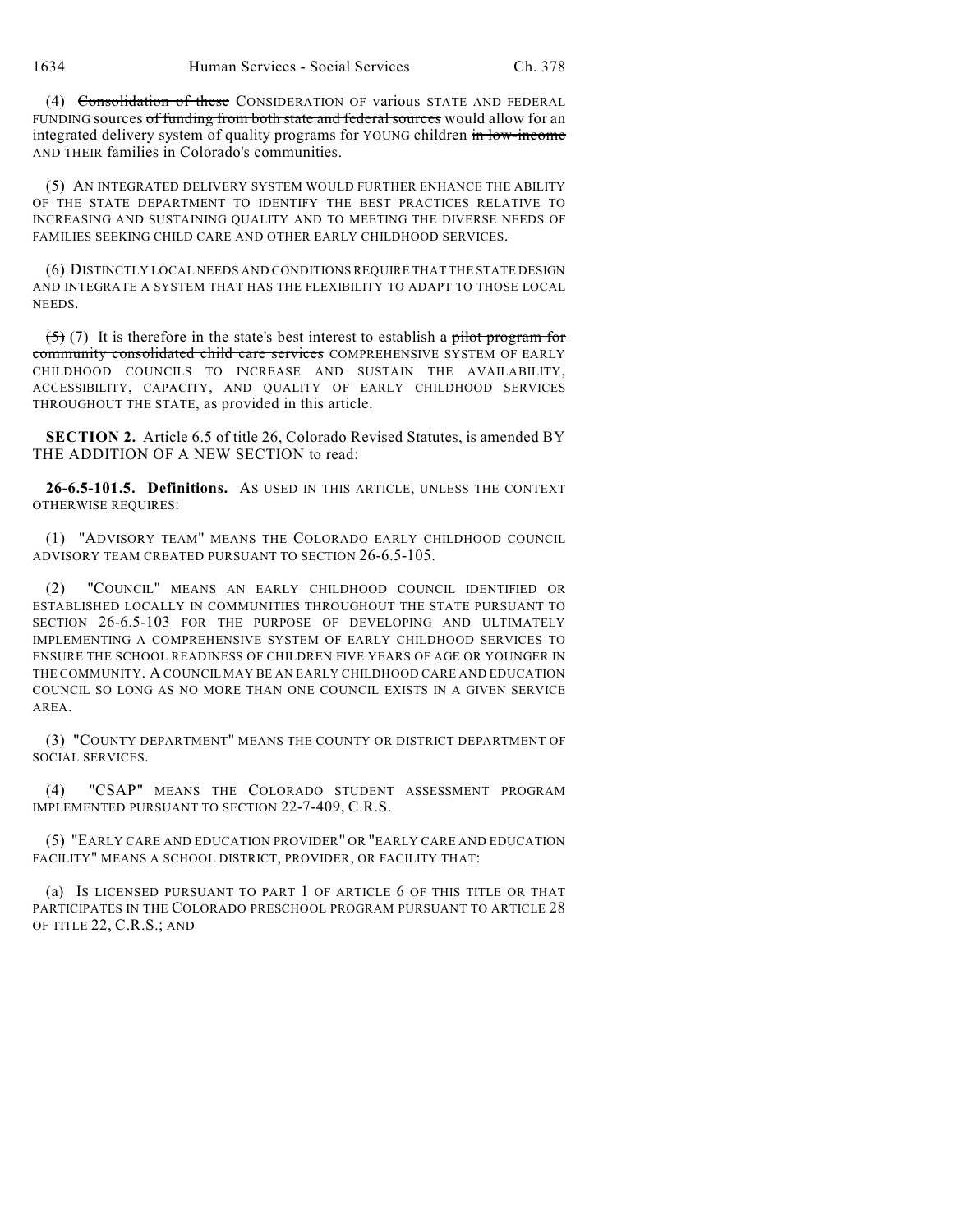(4) ~~Consolidation of these~~ CONSIDERATION OF various STATE AND FEDERAL FUNDING sources ~~of funding from both state and federal sources~~ would allow for an integrated delivery system of quality programs for YOUNG children ~~in low-income~~ AND THEIR families in Colorado's communities.

(5) AN INTEGRATED DELIVERY SYSTEM WOULD FURTHER ENHANCE THE ABILITY OF THE STATE DEPARTMENT TO IDENTIFY THE BEST PRACTICES RELATIVE TO INCREASING AND SUSTAINING QUALITY AND TO MEETING THE DIVERSE NEEDS OF FAMILIES SEEKING CHILD CARE AND OTHER EARLY CHILDHOOD SERVICES.

(6) DISTINCTLY LOCAL NEEDS AND CONDITIONS REQUIRE THAT THE STATE DESIGN AND INTEGRATE A SYSTEM THAT HAS THE FLEXIBILITY TO ADAPT TO THOSE LOCAL NEEDS.

~~(5)~~ (7) It is therefore in the state's best interest to establish a ~~pilot program for community consolidated child care services~~ COMPREHENSIVE SYSTEM OF EARLY CHILDHOOD COUNCILS TO INCREASE AND SUSTAIN THE AVAILABILITY, ACCESSIBILITY, CAPACITY, AND QUALITY OF EARLY CHILDHOOD SERVICES THROUGHOUT THE STATE, as provided in this article.

**SECTION 2.** Article 6.5 of title 26, Colorado Revised Statutes, is amended BY THE ADDITION OF A NEW SECTION to read:

**26-6.5-101.5. Definitions.** AS USED IN THIS ARTICLE, UNLESS THE CONTEXT OTHERWISE REQUIRES:

(1) "ADVISORY TEAM" MEANS THE COLORADO EARLY CHILDHOOD COUNCIL ADVISORY TEAM CREATED PURSUANT TO SECTION 26-6.5-105.

(2) "COUNCIL" MEANS AN EARLY CHILDHOOD COUNCIL IDENTIFIED OR ESTABLISHED LOCALLY IN COMMUNITIES THROUGHOUT THE STATE PURSUANT TO SECTION 26-6.5-103 FOR THE PURPOSE OF DEVELOPING AND ULTIMATELY IMPLEMENTING A COMPREHENSIVE SYSTEM OF EARLY CHILDHOOD SERVICES TO ENSURE THE SCHOOL READINESS OF CHILDREN FIVE YEARS OF AGE OR YOUNGER IN THE COMMUNITY. A COUNCIL MAY BE AN EARLY CHILDHOOD CARE AND EDUCATION COUNCIL SO LONG AS NO MORE THAN ONE COUNCIL EXISTS IN A GIVEN SERVICE AREA.

(3) "COUNTY DEPARTMENT" MEANS THE COUNTY OR DISTRICT DEPARTMENT OF SOCIAL SERVICES.

(4) "CSAP" MEANS THE COLORADO STUDENT ASSESSMENT PROGRAM IMPLEMENTED PURSUANT TO SECTION 22-7-409, C.R.S.

(5) "EARLY CARE AND EDUCATION PROVIDER" OR "EARLY CARE AND EDUCATION FACILITY" MEANS A SCHOOL DISTRICT, PROVIDER, OR FACILITY THAT:

(a) IS LICENSED PURSUANT TO PART 1 OF ARTICLE 6 OF THIS TITLE OR THAT PARTICIPATES IN THE COLORADO PRESCHOOL PROGRAM PURSUANT TO ARTICLE 28 OF TITLE 22, C.R.S.; AND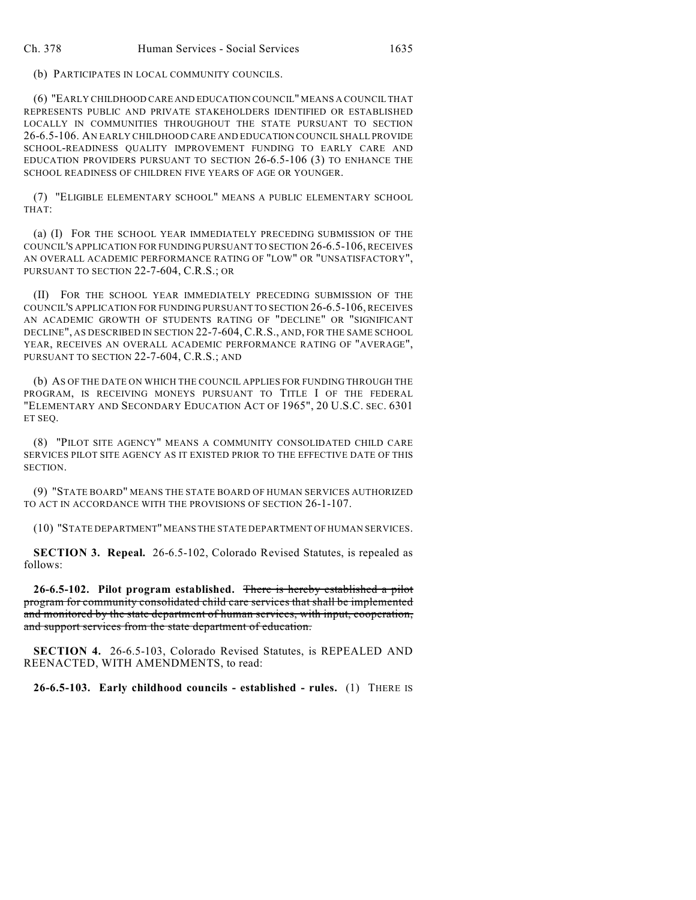(b) PARTICIPATES IN LOCAL COMMUNITY COUNCILS.

(6) "EARLY CHILDHOOD CARE AND EDUCATION COUNCIL" MEANS A COUNCIL THAT REPRESENTS PUBLIC AND PRIVATE STAKEHOLDERS IDENTIFIED OR ESTABLISHED LOCALLY IN COMMUNITIES THROUGHOUT THE STATE PURSUANT TO SECTION 26-6.5-106. AN EARLY CHILDHOOD CARE AND EDUCATION COUNCIL SHALL PROVIDE SCHOOL-READINESS QUALITY IMPROVEMENT FUNDING TO EARLY CARE AND EDUCATION PROVIDERS PURSUANT TO SECTION 26-6.5-106 (3) TO ENHANCE THE SCHOOL READINESS OF CHILDREN FIVE YEARS OF AGE OR YOUNGER.

(7) "ELIGIBLE ELEMENTARY SCHOOL" MEANS A PUBLIC ELEMENTARY SCHOOL THAT:

(a) (I) FOR THE SCHOOL YEAR IMMEDIATELY PRECEDING SUBMISSION OF THE COUNCIL'S APPLICATION FOR FUNDING PURSUANT TO SECTION 26-6.5-106, RECEIVES AN OVERALL ACADEMIC PERFORMANCE RATING OF "LOW" OR "UNSATISFACTORY", PURSUANT TO SECTION 22-7-604, C.R.S.; OR

(II) FOR THE SCHOOL YEAR IMMEDIATELY PRECEDING SUBMISSION OF THE COUNCIL'S APPLICATION FOR FUNDING PURSUANT TO SECTION 26-6.5-106, RECEIVES AN ACADEMIC GROWTH OF STUDENTS RATING OF "DECLINE" OR "SIGNIFICANT DECLINE", AS DESCRIBED IN SECTION 22-7-604, C.R.S., AND, FOR THE SAME SCHOOL YEAR, RECEIVES AN OVERALL ACADEMIC PERFORMANCE RATING OF "AVERAGE", PURSUANT TO SECTION 22-7-604, C.R.S.; AND

(b) AS OF THE DATE ON WHICH THE COUNCIL APPLIES FOR FUNDING THROUGH THE PROGRAM, IS RECEIVING MONEYS PURSUANT TO TITLE I OF THE FEDERAL "ELEMENTARY AND SECONDARY EDUCATION ACT OF 1965", 20 U.S.C. SEC. 6301 ET SEQ.

(8) "PILOT SITE AGENCY" MEANS A COMMUNITY CONSOLIDATED CHILD CARE SERVICES PILOT SITE AGENCY AS IT EXISTED PRIOR TO THE EFFECTIVE DATE OF THIS SECTION.

(9) "STATE BOARD" MEANS THE STATE BOARD OF HUMAN SERVICES AUTHORIZED TO ACT IN ACCORDANCE WITH THE PROVISIONS OF SECTION 26-1-107.

(10) "STATE DEPARTMENT" MEANS THE STATE DEPARTMENT OF HUMAN SERVICES.

**SECTION 3. Repeal.** 26-6.5-102, Colorado Revised Statutes, is repealed as follows:

**26-6.5-102. Pilot program established.** ~~There is hereby established a pilot program for community consolidated child care services that shall be implemented and monitored by the state department of human services, with input, cooperation, and support services from the state department of education.~~

**SECTION 4.** 26-6.5-103, Colorado Revised Statutes, is REPEALED AND REENACTED, WITH AMENDMENTS, to read:

**26-6.5-103. Early childhood councils - established - rules.** (1) THERE IS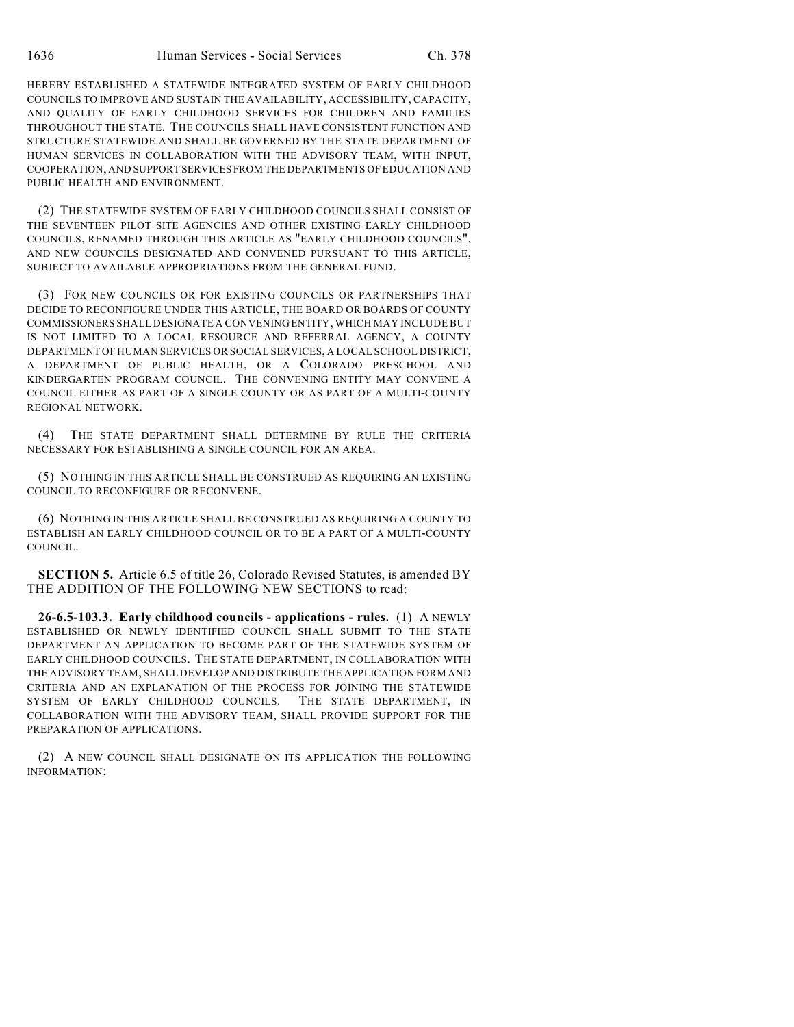HEREBY ESTABLISHED A STATEWIDE INTEGRATED SYSTEM OF EARLY CHILDHOOD COUNCILS TO IMPROVE AND SUSTAIN THE AVAILABILITY, ACCESSIBILITY, CAPACITY, AND QUALITY OF EARLY CHILDHOOD SERVICES FOR CHILDREN AND FAMILIES THROUGHOUT THE STATE. THE COUNCILS SHALL HAVE CONSISTENT FUNCTION AND STRUCTURE STATEWIDE AND SHALL BE GOVERNED BY THE STATE DEPARTMENT OF HUMAN SERVICES IN COLLABORATION WITH THE ADVISORY TEAM, WITH INPUT, COOPERATION, AND SUPPORT SERVICES FROM THE DEPARTMENTS OF EDUCATION AND PUBLIC HEALTH AND ENVIRONMENT.

(2) THE STATEWIDE SYSTEM OF EARLY CHILDHOOD COUNCILS SHALL CONSIST OF THE SEVENTEEN PILOT SITE AGENCIES AND OTHER EXISTING EARLY CHILDHOOD COUNCILS, RENAMED THROUGH THIS ARTICLE AS "EARLY CHILDHOOD COUNCILS", AND NEW COUNCILS DESIGNATED AND CONVENED PURSUANT TO THIS ARTICLE, SUBJECT TO AVAILABLE APPROPRIATIONS FROM THE GENERAL FUND.

(3) FOR NEW COUNCILS OR FOR EXISTING COUNCILS OR PARTNERSHIPS THAT DECIDE TO RECONFIGURE UNDER THIS ARTICLE, THE BOARD OR BOARDS OF COUNTY COMMISSIONERS SHALL DESIGNATE A CONVENING ENTITY, WHICH MAY INCLUDE BUT IS NOT LIMITED TO A LOCAL RESOURCE AND REFERRAL AGENCY, A COUNTY DEPARTMENT OF HUMAN SERVICES OR SOCIAL SERVICES, A LOCAL SCHOOL DISTRICT, A DEPARTMENT OF PUBLIC HEALTH, OR A COLORADO PRESCHOOL AND KINDERGARTEN PROGRAM COUNCIL. THE CONVENING ENTITY MAY CONVENE A COUNCIL EITHER AS PART OF A SINGLE COUNTY OR AS PART OF A MULTI-COUNTY REGIONAL NETWORK.

(4) THE STATE DEPARTMENT SHALL DETERMINE BY RULE THE CRITERIA NECESSARY FOR ESTABLISHING A SINGLE COUNCIL FOR AN AREA.

(5) NOTHING IN THIS ARTICLE SHALL BE CONSTRUED AS REQUIRING AN EXISTING COUNCIL TO RECONFIGURE OR RECONVENE.

(6) NOTHING IN THIS ARTICLE SHALL BE CONSTRUED AS REQUIRING A COUNTY TO ESTABLISH AN EARLY CHILDHOOD COUNCIL OR TO BE A PART OF A MULTI-COUNTY COUNCIL.

**SECTION 5.** Article 6.5 of title 26, Colorado Revised Statutes, is amended BY THE ADDITION OF THE FOLLOWING NEW SECTIONS to read:

**26-6.5-103.3. Early childhood councils - applications - rules.** (1) A NEWLY ESTABLISHED OR NEWLY IDENTIFIED COUNCIL SHALL SUBMIT TO THE STATE DEPARTMENT AN APPLICATION TO BECOME PART OF THE STATEWIDE SYSTEM OF EARLY CHILDHOOD COUNCILS. THE STATE DEPARTMENT, IN COLLABORATION WITH THE ADVISORY TEAM, SHALL DEVELOP AND DISTRIBUTE THE APPLICATION FORM AND CRITERIA AND AN EXPLANATION OF THE PROCESS FOR JOINING THE STATEWIDE SYSTEM OF EARLY CHILDHOOD COUNCILS. THE STATE DEPARTMENT, IN COLLABORATION WITH THE ADVISORY TEAM, SHALL PROVIDE SUPPORT FOR THE PREPARATION OF APPLICATIONS.

(2) A NEW COUNCIL SHALL DESIGNATE ON ITS APPLICATION THE FOLLOWING INFORMATION: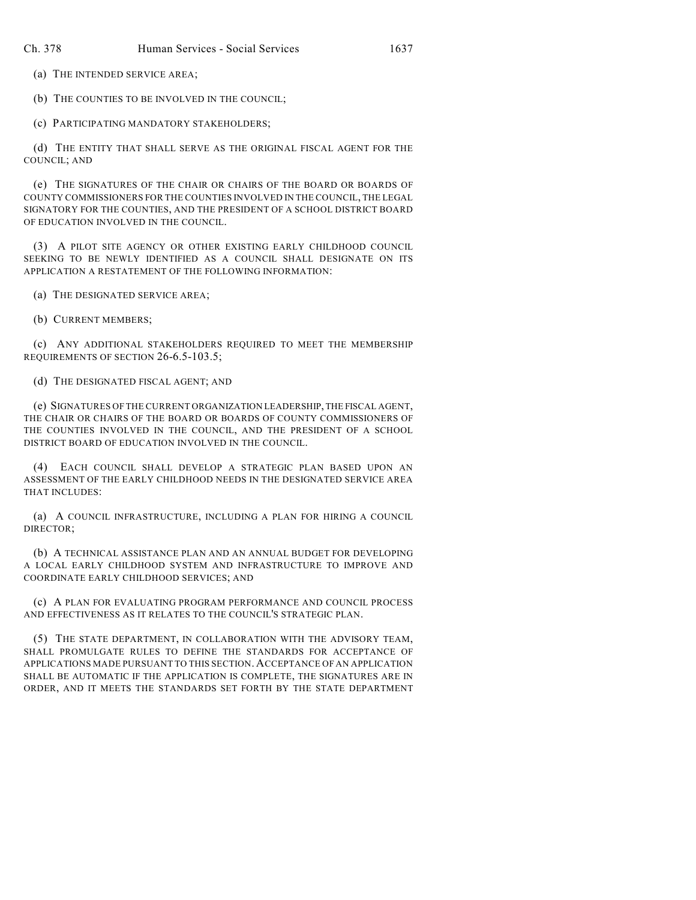(a) THE INTENDED SERVICE AREA;

(b) THE COUNTIES TO BE INVOLVED IN THE COUNCIL;

(c) PARTICIPATING MANDATORY STAKEHOLDERS;

(d) THE ENTITY THAT SHALL SERVE AS THE ORIGINAL FISCAL AGENT FOR THE COUNCIL; AND

(e) THE SIGNATURES OF THE CHAIR OR CHAIRS OF THE BOARD OR BOARDS OF COUNTY COMMISSIONERS FOR THE COUNTIES INVOLVED IN THE COUNCIL, THE LEGAL SIGNATORY FOR THE COUNTIES, AND THE PRESIDENT OF A SCHOOL DISTRICT BOARD OF EDUCATION INVOLVED IN THE COUNCIL.

(3) A PILOT SITE AGENCY OR OTHER EXISTING EARLY CHILDHOOD COUNCIL SEEKING TO BE NEWLY IDENTIFIED AS A COUNCIL SHALL DESIGNATE ON ITS APPLICATION A RESTATEMENT OF THE FOLLOWING INFORMATION:

(a) THE DESIGNATED SERVICE AREA;

(b) CURRENT MEMBERS;

(c) ANY ADDITIONAL STAKEHOLDERS REQUIRED TO MEET THE MEMBERSHIP REQUIREMENTS OF SECTION 26-6.5-103.5;

(d) THE DESIGNATED FISCAL AGENT; AND

(e) SIGNATURES OF THE CURRENT ORGANIZATION LEADERSHIP, THE FISCAL AGENT, THE CHAIR OR CHAIRS OF THE BOARD OR BOARDS OF COUNTY COMMISSIONERS OF THE COUNTIES INVOLVED IN THE COUNCIL, AND THE PRESIDENT OF A SCHOOL DISTRICT BOARD OF EDUCATION INVOLVED IN THE COUNCIL.

(4) EACH COUNCIL SHALL DEVELOP A STRATEGIC PLAN BASED UPON AN ASSESSMENT OF THE EARLY CHILDHOOD NEEDS IN THE DESIGNATED SERVICE AREA THAT INCLUDES:

(a) A COUNCIL INFRASTRUCTURE, INCLUDING A PLAN FOR HIRING A COUNCIL DIRECTOR;

(b) A TECHNICAL ASSISTANCE PLAN AND AN ANNUAL BUDGET FOR DEVELOPING A LOCAL EARLY CHILDHOOD SYSTEM AND INFRASTRUCTURE TO IMPROVE AND COORDINATE EARLY CHILDHOOD SERVICES; AND

(c) A PLAN FOR EVALUATING PROGRAM PERFORMANCE AND COUNCIL PROCESS AND EFFECTIVENESS AS IT RELATES TO THE COUNCIL'S STRATEGIC PLAN.

(5) THE STATE DEPARTMENT, IN COLLABORATION WITH THE ADVISORY TEAM, SHALL PROMULGATE RULES TO DEFINE THE STANDARDS FOR ACCEPTANCE OF APPLICATIONS MADE PURSUANT TO THIS SECTION. ACCEPTANCE OF AN APPLICATION SHALL BE AUTOMATIC IF THE APPLICATION IS COMPLETE, THE SIGNATURES ARE IN ORDER, AND IT MEETS THE STANDARDS SET FORTH BY THE STATE DEPARTMENT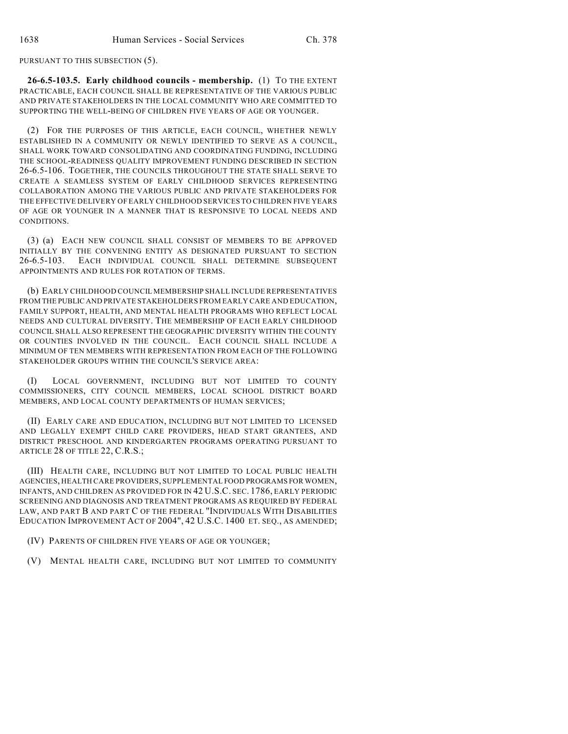PURSUANT TO THIS SUBSECTION (5).

**26-6.5-103.5. Early childhood councils - membership.** (1) TO THE EXTENT PRACTICABLE, EACH COUNCIL SHALL BE REPRESENTATIVE OF THE VARIOUS PUBLIC AND PRIVATE STAKEHOLDERS IN THE LOCAL COMMUNITY WHO ARE COMMITTED TO SUPPORTING THE WELL-BEING OF CHILDREN FIVE YEARS OF AGE OR YOUNGER.

(2) FOR THE PURPOSES OF THIS ARTICLE, EACH COUNCIL, WHETHER NEWLY ESTABLISHED IN A COMMUNITY OR NEWLY IDENTIFIED TO SERVE AS A COUNCIL, SHALL WORK TOWARD CONSOLIDATING AND COORDINATING FUNDING, INCLUDING THE SCHOOL-READINESS QUALITY IMPROVEMENT FUNDING DESCRIBED IN SECTION 26-6.5-106. TOGETHER, THE COUNCILS THROUGHOUT THE STATE SHALL SERVE TO CREATE A SEAMLESS SYSTEM OF EARLY CHILDHOOD SERVICES REPRESENTING COLLABORATION AMONG THE VARIOUS PUBLIC AND PRIVATE STAKEHOLDERS FOR THE EFFECTIVE DELIVERY OF EARLY CHILDHOOD SERVICES TO CHILDREN FIVE YEARS OF AGE OR YOUNGER IN A MANNER THAT IS RESPONSIVE TO LOCAL NEEDS AND CONDITIONS.

(3) (a) EACH NEW COUNCIL SHALL CONSIST OF MEMBERS TO BE APPROVED INITIALLY BY THE CONVENING ENTITY AS DESIGNATED PURSUANT TO SECTION 26-6.5-103. EACH INDIVIDUAL COUNCIL SHALL DETERMINE SUBSEQUENT APPOINTMENTS AND RULES FOR ROTATION OF TERMS.

(b) EARLY CHILDHOOD COUNCIL MEMBERSHIP SHALL INCLUDE REPRESENTATIVES FROM THE PUBLIC AND PRIVATE STAKEHOLDERS FROM EARLY CARE AND EDUCATION, FAMILY SUPPORT, HEALTH, AND MENTAL HEALTH PROGRAMS WHO REFLECT LOCAL NEEDS AND CULTURAL DIVERSITY. THE MEMBERSHIP OF EACH EARLY CHILDHOOD COUNCIL SHALL ALSO REPRESENT THE GEOGRAPHIC DIVERSITY WITHIN THE COUNTY OR COUNTIES INVOLVED IN THE COUNCIL. EACH COUNCIL SHALL INCLUDE A MINIMUM OF TEN MEMBERS WITH REPRESENTATION FROM EACH OF THE FOLLOWING STAKEHOLDER GROUPS WITHIN THE COUNCIL'S SERVICE AREA:

(I) LOCAL GOVERNMENT, INCLUDING BUT NOT LIMITED TO COUNTY COMMISSIONERS, CITY COUNCIL MEMBERS, LOCAL SCHOOL DISTRICT BOARD MEMBERS, AND LOCAL COUNTY DEPARTMENTS OF HUMAN SERVICES;

(II) EARLY CARE AND EDUCATION, INCLUDING BUT NOT LIMITED TO LICENSED AND LEGALLY EXEMPT CHILD CARE PROVIDERS, HEAD START GRANTEES, AND DISTRICT PRESCHOOL AND KINDERGARTEN PROGRAMS OPERATING PURSUANT TO ARTICLE 28 OF TITLE 22, C.R.S.;

(III) HEALTH CARE, INCLUDING BUT NOT LIMITED TO LOCAL PUBLIC HEALTH AGENCIES, HEALTH CARE PROVIDERS, SUPPLEMENTAL FOOD PROGRAMS FOR WOMEN, INFANTS, AND CHILDREN AS PROVIDED FOR IN 42 U.S.C. SEC. 1786, EARLY PERIODIC SCREENING AND DIAGNOSIS AND TREATMENT PROGRAMS AS REQUIRED BY FEDERAL LAW, AND PART B AND PART C OF THE FEDERAL "INDIVIDUALS WITH DISABILITIES EDUCATION IMPROVEMENT ACT OF 2004", 42 U.S.C. 1400 ET. SEQ., AS AMENDED;

(IV) PARENTS OF CHILDREN FIVE YEARS OF AGE OR YOUNGER;

(V) MENTAL HEALTH CARE, INCLUDING BUT NOT LIMITED TO COMMUNITY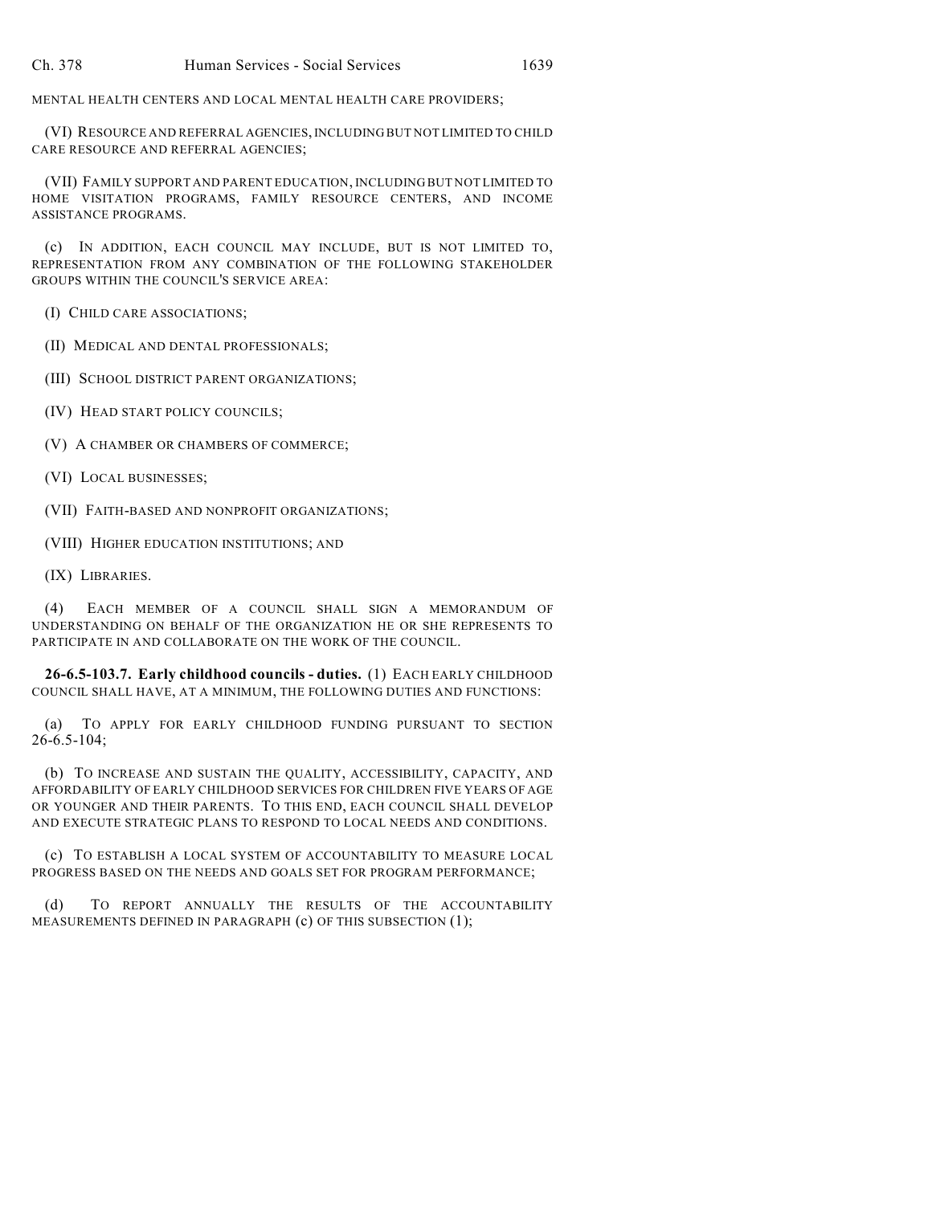MENTAL HEALTH CENTERS AND LOCAL MENTAL HEALTH CARE PROVIDERS;

(VI) RESOURCE AND REFERRAL AGENCIES, INCLUDING BUT NOT LIMITED TO CHILD CARE RESOURCE AND REFERRAL AGENCIES;

(VII) FAMILY SUPPORT AND PARENT EDUCATION, INCLUDING BUT NOT LIMITED TO HOME VISITATION PROGRAMS, FAMILY RESOURCE CENTERS, AND INCOME ASSISTANCE PROGRAMS.

(c) IN ADDITION, EACH COUNCIL MAY INCLUDE, BUT IS NOT LIMITED TO, REPRESENTATION FROM ANY COMBINATION OF THE FOLLOWING STAKEHOLDER GROUPS WITHIN THE COUNCIL'S SERVICE AREA:

(I) CHILD CARE ASSOCIATIONS;

(II) MEDICAL AND DENTAL PROFESSIONALS;

(III) SCHOOL DISTRICT PARENT ORGANIZATIONS;

(IV) HEAD START POLICY COUNCILS;

(V) A CHAMBER OR CHAMBERS OF COMMERCE;

(VI) LOCAL BUSINESSES;

(VII) FAITH-BASED AND NONPROFIT ORGANIZATIONS;

(VIII) HIGHER EDUCATION INSTITUTIONS; AND

(IX) LIBRARIES.

(4) EACH MEMBER OF A COUNCIL SHALL SIGN A MEMORANDUM OF UNDERSTANDING ON BEHALF OF THE ORGANIZATION HE OR SHE REPRESENTS TO PARTICIPATE IN AND COLLABORATE ON THE WORK OF THE COUNCIL.

**26-6.5-103.7. Early childhood councils - duties.** (1) EACH EARLY CHILDHOOD COUNCIL SHALL HAVE, AT A MINIMUM, THE FOLLOWING DUTIES AND FUNCTIONS:

(a) TO APPLY FOR EARLY CHILDHOOD FUNDING PURSUANT TO SECTION 26-6.5-104;

(b) TO INCREASE AND SUSTAIN THE QUALITY, ACCESSIBILITY, CAPACITY, AND AFFORDABILITY OF EARLY CHILDHOOD SERVICES FOR CHILDREN FIVE YEARS OF AGE OR YOUNGER AND THEIR PARENTS. TO THIS END, EACH COUNCIL SHALL DEVELOP AND EXECUTE STRATEGIC PLANS TO RESPOND TO LOCAL NEEDS AND CONDITIONS.

(c) TO ESTABLISH A LOCAL SYSTEM OF ACCOUNTABILITY TO MEASURE LOCAL PROGRESS BASED ON THE NEEDS AND GOALS SET FOR PROGRAM PERFORMANCE;

(d) TO REPORT ANNUALLY THE RESULTS OF THE ACCOUNTABILITY MEASUREMENTS DEFINED IN PARAGRAPH (c) OF THIS SUBSECTION (1);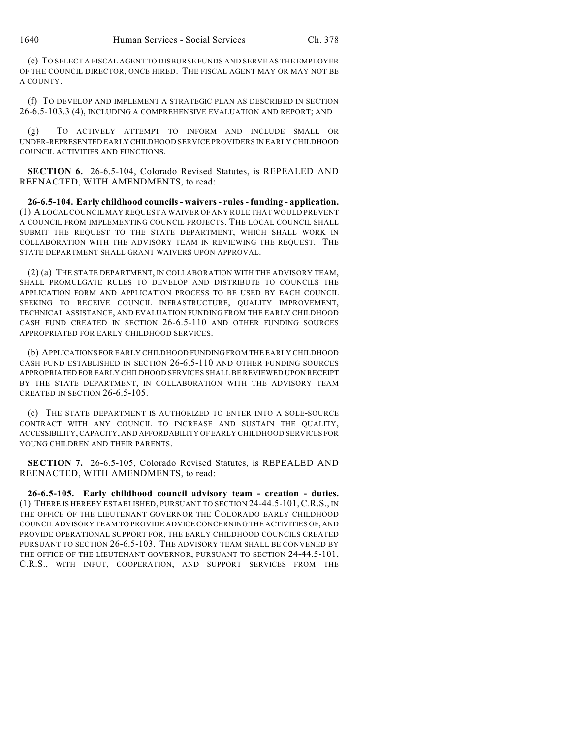(e) TO SELECT A FISCAL AGENT TO DISBURSE FUNDS AND SERVE AS THE EMPLOYER OF THE COUNCIL DIRECTOR, ONCE HIRED. THE FISCAL AGENT MAY OR MAY NOT BE A COUNTY.

(f) TO DEVELOP AND IMPLEMENT A STRATEGIC PLAN AS DESCRIBED IN SECTION 26-6.5-103.3 (4), INCLUDING A COMPREHENSIVE EVALUATION AND REPORT; AND

(g) TO ACTIVELY ATTEMPT TO INFORM AND INCLUDE SMALL OR UNDER-REPRESENTED EARLY CHILDHOOD SERVICE PROVIDERS IN EARLY CHILDHOOD COUNCIL ACTIVITIES AND FUNCTIONS.

**SECTION 6.** 26-6.5-104, Colorado Revised Statutes, is REPEALED AND REENACTED, WITH AMENDMENTS, to read:

**26-6.5-104. Early childhood councils - waivers - rules - funding - application.** (1) A LOCAL COUNCIL MAY REQUEST A WAIVER OF ANY RULE THAT WOULD PREVENT A COUNCIL FROM IMPLEMENTING COUNCIL PROJECTS. THE LOCAL COUNCIL SHALL SUBMIT THE REQUEST TO THE STATE DEPARTMENT, WHICH SHALL WORK IN COLLABORATION WITH THE ADVISORY TEAM IN REVIEWING THE REQUEST. THE STATE DEPARTMENT SHALL GRANT WAIVERS UPON APPROVAL.

(2) (a) THE STATE DEPARTMENT, IN COLLABORATION WITH THE ADVISORY TEAM, SHALL PROMULGATE RULES TO DEVELOP AND DISTRIBUTE TO COUNCILS THE APPLICATION FORM AND APPLICATION PROCESS TO BE USED BY EACH COUNCIL SEEKING TO RECEIVE COUNCIL INFRASTRUCTURE, QUALITY IMPROVEMENT, TECHNICAL ASSISTANCE, AND EVALUATION FUNDING FROM THE EARLY CHILDHOOD CASH FUND CREATED IN SECTION 26-6.5-110 AND OTHER FUNDING SOURCES APPROPRIATED FOR EARLY CHILDHOOD SERVICES.

(b) APPLICATIONS FOR EARLY CHILDHOOD FUNDING FROM THE EARLY CHILDHOOD CASH FUND ESTABLISHED IN SECTION 26-6.5-110 AND OTHER FUNDING SOURCES APPROPRIATED FOR EARLY CHILDHOOD SERVICES SHALL BE REVIEWED UPON RECEIPT BY THE STATE DEPARTMENT, IN COLLABORATION WITH THE ADVISORY TEAM CREATED IN SECTION 26-6.5-105.

(c) THE STATE DEPARTMENT IS AUTHORIZED TO ENTER INTO A SOLE-SOURCE CONTRACT WITH ANY COUNCIL TO INCREASE AND SUSTAIN THE QUALITY, ACCESSIBILITY, CAPACITY, AND AFFORDABILITY OF EARLY CHILDHOOD SERVICES FOR YOUNG CHILDREN AND THEIR PARENTS.

**SECTION 7.** 26-6.5-105, Colorado Revised Statutes, is REPEALED AND REENACTED, WITH AMENDMENTS, to read:

**26-6.5-105. Early childhood council advisory team - creation - duties.** (1) THERE IS HEREBY ESTABLISHED, PURSUANT TO SECTION 24-44.5-101, C.R.S., IN THE OFFICE OF THE LIEUTENANT GOVERNOR THE COLORADO EARLY CHILDHOOD COUNCIL ADVISORY TEAM TO PROVIDE ADVICE CONCERNING THE ACTIVITIES OF, AND PROVIDE OPERATIONAL SUPPORT FOR, THE EARLY CHILDHOOD COUNCILS CREATED PURSUANT TO SECTION 26-6.5-103. THE ADVISORY TEAM SHALL BE CONVENED BY THE OFFICE OF THE LIEUTENANT GOVERNOR, PURSUANT TO SECTION 24-44.5-101, C.R.S., WITH INPUT, COOPERATION, AND SUPPORT SERVICES FROM THE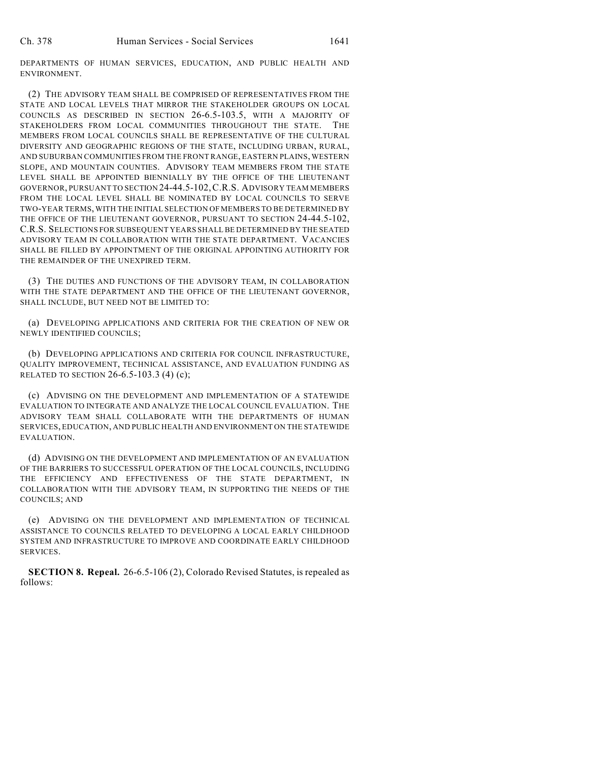DEPARTMENTS OF HUMAN SERVICES, EDUCATION, AND PUBLIC HEALTH AND ENVIRONMENT.

(2) THE ADVISORY TEAM SHALL BE COMPRISED OF REPRESENTATIVES FROM THE STATE AND LOCAL LEVELS THAT MIRROR THE STAKEHOLDER GROUPS ON LOCAL COUNCILS AS DESCRIBED IN SECTION 26-6.5-103.5, WITH A MAJORITY OF STAKEHOLDERS FROM LOCAL COMMUNITIES THROUGHOUT THE STATE. THE MEMBERS FROM LOCAL COUNCILS SHALL BE REPRESENTATIVE OF THE CULTURAL DIVERSITY AND GEOGRAPHIC REGIONS OF THE STATE, INCLUDING URBAN, RURAL, AND SUBURBAN COMMUNITIES FROM THE FRONT RANGE, EASTERN PLAINS, WESTERN SLOPE, AND MOUNTAIN COUNTIES. ADVISORY TEAM MEMBERS FROM THE STATE LEVEL SHALL BE APPOINTED BIENNIALLY BY THE OFFICE OF THE LIEUTENANT GOVERNOR, PURSUANT TO SECTION 24-44.5-102, C.R.S. ADVISORY TEAM MEMBERS FROM THE LOCAL LEVEL SHALL BE NOMINATED BY LOCAL COUNCILS TO SERVE TWO-YEAR TERMS, WITH THE INITIAL SELECTION OF MEMBERS TO BE DETERMINED BY THE OFFICE OF THE LIEUTENANT GOVERNOR, PURSUANT TO SECTION 24-44.5-102, C.R.S. SELECTIONS FOR SUBSEQUENT YEARS SHALL BE DETERMINED BY THE SEATED ADVISORY TEAM IN COLLABORATION WITH THE STATE DEPARTMENT. VACANCIES SHALL BE FILLED BY APPOINTMENT OF THE ORIGINAL APPOINTING AUTHORITY FOR THE REMAINDER OF THE UNEXPIRED TERM.

(3) THE DUTIES AND FUNCTIONS OF THE ADVISORY TEAM, IN COLLABORATION WITH THE STATE DEPARTMENT AND THE OFFICE OF THE LIEUTENANT GOVERNOR, SHALL INCLUDE, BUT NEED NOT BE LIMITED TO:

(a) DEVELOPING APPLICATIONS AND CRITERIA FOR THE CREATION OF NEW OR NEWLY IDENTIFIED COUNCILS;

(b) DEVELOPING APPLICATIONS AND CRITERIA FOR COUNCIL INFRASTRUCTURE, QUALITY IMPROVEMENT, TECHNICAL ASSISTANCE, AND EVALUATION FUNDING AS RELATED TO SECTION 26-6.5-103.3 (4) (c);

(c) ADVISING ON THE DEVELOPMENT AND IMPLEMENTATION OF A STATEWIDE EVALUATION TO INTEGRATE AND ANALYZE THE LOCAL COUNCIL EVALUATION. THE ADVISORY TEAM SHALL COLLABORATE WITH THE DEPARTMENTS OF HUMAN SERVICES, EDUCATION, AND PUBLIC HEALTH AND ENVIRONMENT ON THE STATEWIDE EVALUATION.

(d) ADVISING ON THE DEVELOPMENT AND IMPLEMENTATION OF AN EVALUATION OF THE BARRIERS TO SUCCESSFUL OPERATION OF THE LOCAL COUNCILS, INCLUDING THE EFFICIENCY AND EFFECTIVENESS OF THE STATE DEPARTMENT, IN COLLABORATION WITH THE ADVISORY TEAM, IN SUPPORTING THE NEEDS OF THE COUNCILS; AND

(e) ADVISING ON THE DEVELOPMENT AND IMPLEMENTATION OF TECHNICAL ASSISTANCE TO COUNCILS RELATED TO DEVELOPING A LOCAL EARLY CHILDHOOD SYSTEM AND INFRASTRUCTURE TO IMPROVE AND COORDINATE EARLY CHILDHOOD SERVICES.

**SECTION 8. Repeal.** 26-6.5-106 (2), Colorado Revised Statutes, is repealed as follows: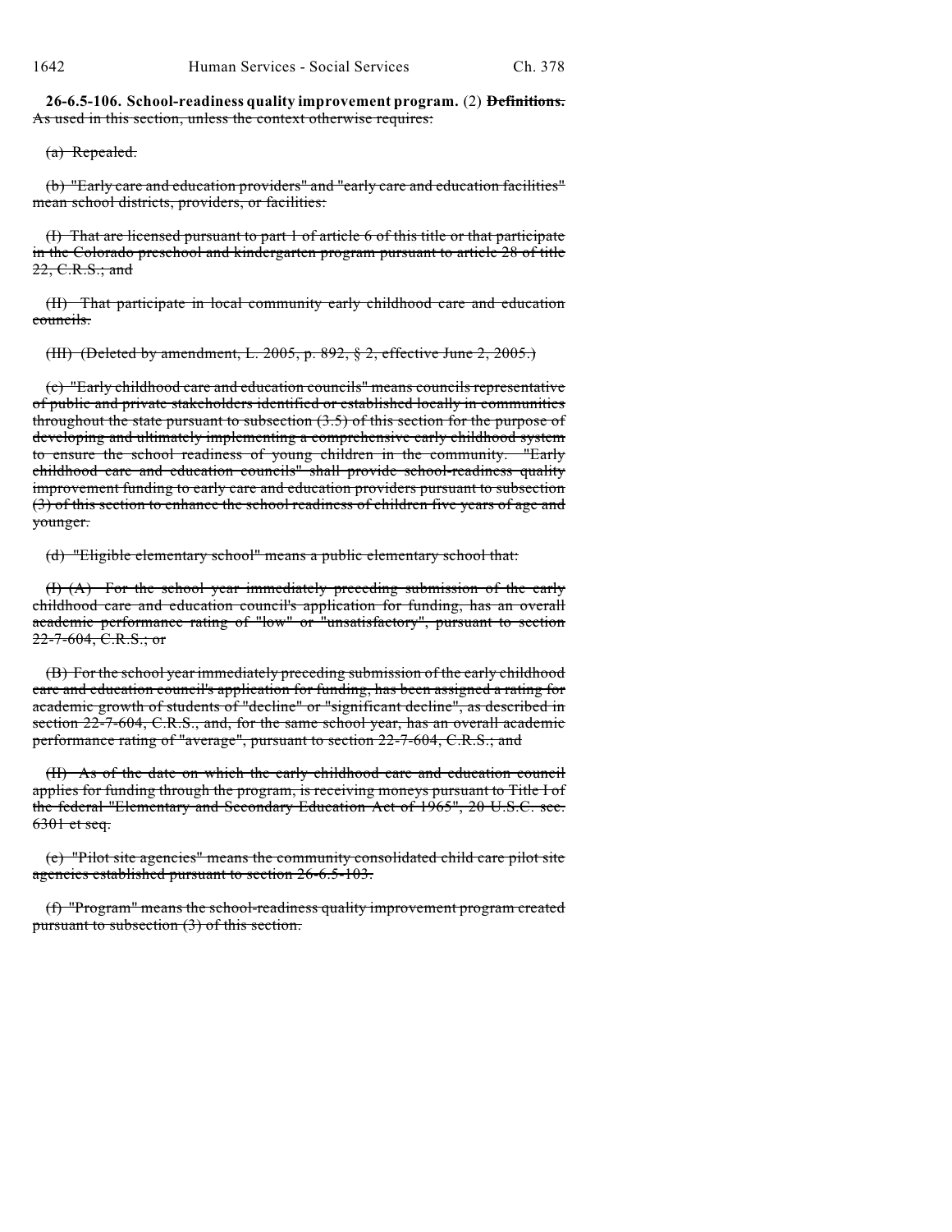**26-6.5-106. School-readiness quality improvement program.** (2) ~~**Definitions.** As used in this section, unless the context otherwise requires:~~

~~(a) Repealed.~~

~~(b) "Early care and education providers" and "early care and education facilities" mean school districts, providers, or facilities:~~

~~(I) That are licensed pursuant to part 1 of article 6 of this title or that participate in the Colorado preschool and kindergarten program pursuant to article 28 of title 22, C.R.S.; and~~

~~(II) That participate in local community early childhood care and education councils.~~

~~(III) (Deleted by amendment, L. 2005, p. 892, § 2, effective June 2, 2005.)~~

~~(c) "Early childhood care and education councils" means councils representative of public and private stakeholders identified or established locally in communities throughout the state pursuant to subsection (3.5) of this section for the purpose of developing and ultimately implementing a comprehensive early childhood system to ensure the school readiness of young children in the community. "Early childhood care and education councils" shall provide school-readiness quality improvement funding to early care and education providers pursuant to subsection (3) of this section to enhance the school readiness of children five years of age and younger.~~

~~(d) "Eligible elementary school" means a public elementary school that:~~

~~(I) (A) For the school year immediately preceding submission of the early childhood care and education council's application for funding, has an overall academic performance rating of "low" or "unsatisfactory", pursuant to section 22-7-604, C.R.S.; or~~

~~(B) For the school year immediately preceding submission of the early childhood care and education council's application for funding, has been assigned a rating for academic growth of students of "decline" or "significant decline", as described in section 22-7-604, C.R.S., and, for the same school year, has an overall academic performance rating of "average", pursuant to section 22-7-604, C.R.S.; and~~

~~(II) As of the date on which the early childhood care and education council applies for funding through the program, is receiving moneys pursuant to Title I of the federal "Elementary and Secondary Education Act of 1965", 20 U.S.C. sec. 6301 et seq.~~

~~(e) "Pilot site agencies" means the community consolidated child care pilot site agencies established pursuant to section 26-6.5-103.~~

~~(f) "Program" means the school-readiness quality improvement program created pursuant to subsection (3) of this section.~~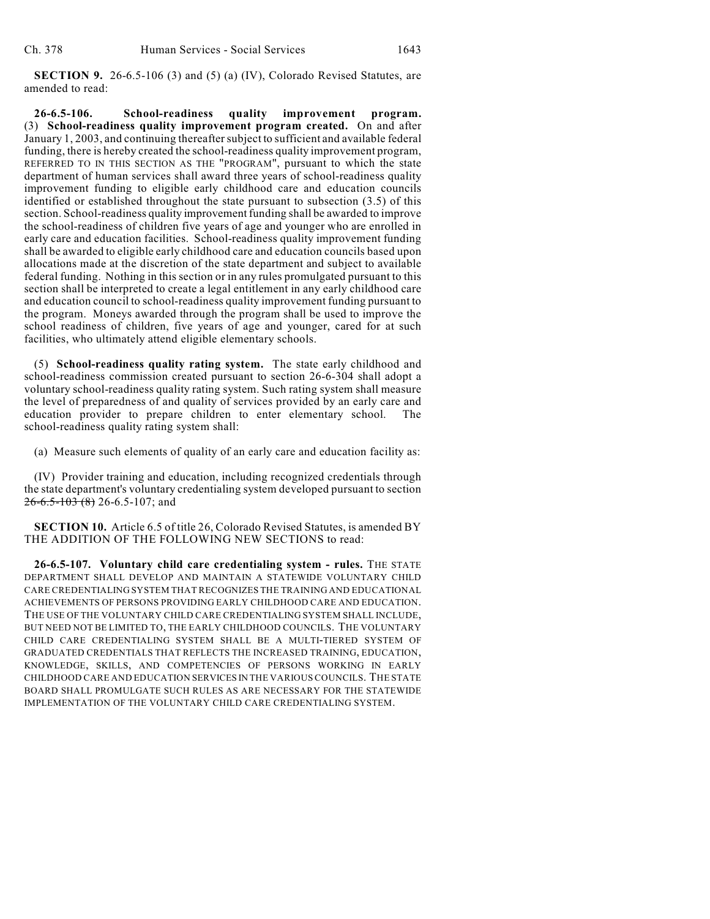**SECTION 9.** 26-6.5-106 (3) and (5) (a) (IV), Colorado Revised Statutes, are amended to read:

**26-6.5-106. School-readiness quality improvement program.** (3) **School-readiness quality improvement program created.** On and after January 1, 2003, and continuing thereafter subject to sufficient and available federal funding, there is hereby created the school-readiness quality improvement program, REFERRED TO IN THIS SECTION AS THE "PROGRAM", pursuant to which the state department of human services shall award three years of school-readiness quality improvement funding to eligible early childhood care and education councils identified or established throughout the state pursuant to subsection (3.5) of this section. School-readiness quality improvement funding shall be awarded to improve the school-readiness of children five years of age and younger who are enrolled in early care and education facilities. School-readiness quality improvement funding shall be awarded to eligible early childhood care and education councils based upon allocations made at the discretion of the state department and subject to available federal funding. Nothing in this section or in any rules promulgated pursuant to this section shall be interpreted to create a legal entitlement in any early childhood care and education council to school-readiness quality improvement funding pursuant to the program. Moneys awarded through the program shall be used to improve the school readiness of children, five years of age and younger, cared for at such facilities, who ultimately attend eligible elementary schools.

(5) **School-readiness quality rating system.** The state early childhood and school-readiness commission created pursuant to section 26-6-304 shall adopt a voluntary school-readiness quality rating system. Such rating system shall measure the level of preparedness of and quality of services provided by an early care and education provider to prepare children to enter elementary school. The school-readiness quality rating system shall:

(a) Measure such elements of quality of an early care and education facility as:

(IV) Provider training and education, including recognized credentials through the state department's voluntary credentialing system developed pursuant to section ~~26-6.5-103 (8)~~ 26-6.5-107; and

**SECTION 10.** Article 6.5 of title 26, Colorado Revised Statutes, is amended BY THE ADDITION OF THE FOLLOWING NEW SECTIONS to read:

**26-6.5-107. Voluntary child care credentialing system - rules.** THE STATE DEPARTMENT SHALL DEVELOP AND MAINTAIN A STATEWIDE VOLUNTARY CHILD CARE CREDENTIALING SYSTEM THAT RECOGNIZES THE TRAINING AND EDUCATIONAL ACHIEVEMENTS OF PERSONS PROVIDING EARLY CHILDHOOD CARE AND EDUCATION. THE USE OF THE VOLUNTARY CHILD CARE CREDENTIALING SYSTEM SHALL INCLUDE, BUT NEED NOT BE LIMITED TO, THE EARLY CHILDHOOD COUNCILS. THE VOLUNTARY CHILD CARE CREDENTIALING SYSTEM SHALL BE A MULTI-TIERED SYSTEM OF GRADUATED CREDENTIALS THAT REFLECTS THE INCREASED TRAINING, EDUCATION, KNOWLEDGE, SKILLS, AND COMPETENCIES OF PERSONS WORKING IN EARLY CHILDHOOD CARE AND EDUCATION SERVICES IN THE VARIOUS COUNCILS. THE STATE BOARD SHALL PROMULGATE SUCH RULES AS ARE NECESSARY FOR THE STATEWIDE IMPLEMENTATION OF THE VOLUNTARY CHILD CARE CREDENTIALING SYSTEM.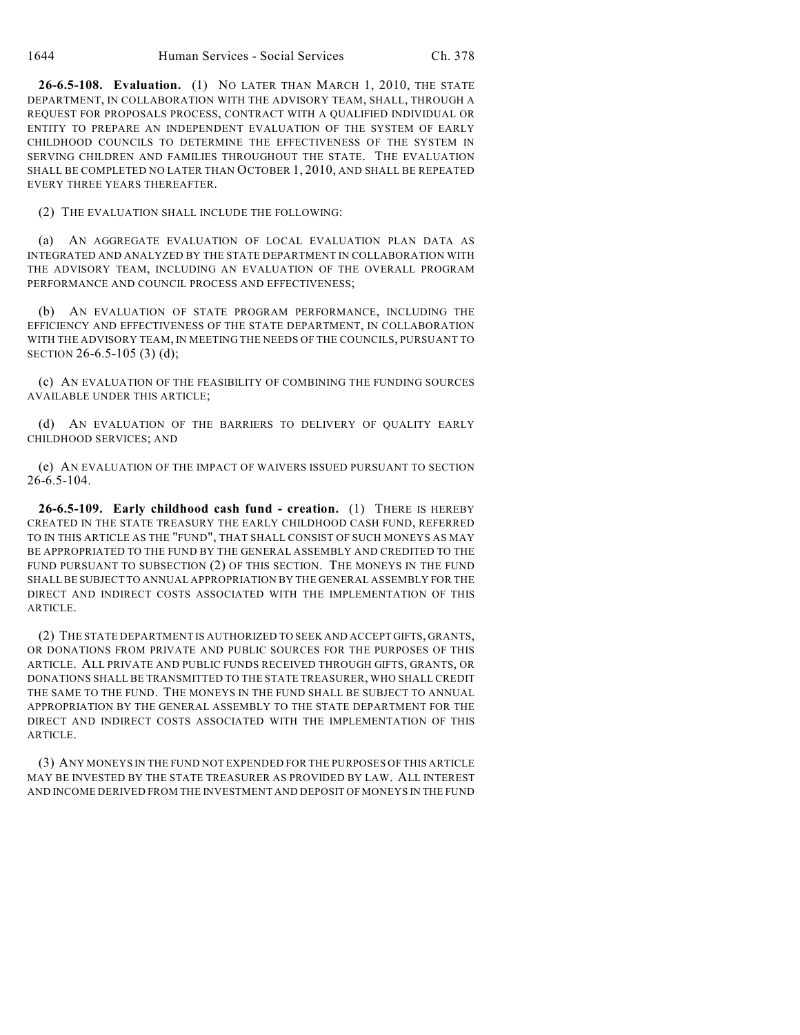**26-6.5-108. Evaluation.** (1) NO LATER THAN MARCH 1, 2010, THE STATE DEPARTMENT, IN COLLABORATION WITH THE ADVISORY TEAM, SHALL, THROUGH A REQUEST FOR PROPOSALS PROCESS, CONTRACT WITH A QUALIFIED INDIVIDUAL OR ENTITY TO PREPARE AN INDEPENDENT EVALUATION OF THE SYSTEM OF EARLY CHILDHOOD COUNCILS TO DETERMINE THE EFFECTIVENESS OF THE SYSTEM IN SERVING CHILDREN AND FAMILIES THROUGHOUT THE STATE. THE EVALUATION SHALL BE COMPLETED NO LATER THAN OCTOBER 1, 2010, AND SHALL BE REPEATED EVERY THREE YEARS THEREAFTER.

(2) THE EVALUATION SHALL INCLUDE THE FOLLOWING:

(a) AN AGGREGATE EVALUATION OF LOCAL EVALUATION PLAN DATA AS INTEGRATED AND ANALYZED BY THE STATE DEPARTMENT IN COLLABORATION WITH THE ADVISORY TEAM, INCLUDING AN EVALUATION OF THE OVERALL PROGRAM PERFORMANCE AND COUNCIL PROCESS AND EFFECTIVENESS;

(b) AN EVALUATION OF STATE PROGRAM PERFORMANCE, INCLUDING THE EFFICIENCY AND EFFECTIVENESS OF THE STATE DEPARTMENT, IN COLLABORATION WITH THE ADVISORY TEAM, IN MEETING THE NEEDS OF THE COUNCILS, PURSUANT TO SECTION 26-6.5-105 (3) (d);

(c) AN EVALUATION OF THE FEASIBILITY OF COMBINING THE FUNDING SOURCES AVAILABLE UNDER THIS ARTICLE;

(d) AN EVALUATION OF THE BARRIERS TO DELIVERY OF QUALITY EARLY CHILDHOOD SERVICES; AND

(e) AN EVALUATION OF THE IMPACT OF WAIVERS ISSUED PURSUANT TO SECTION 26-6.5-104.

**26-6.5-109. Early childhood cash fund - creation.** (1) THERE IS HEREBY CREATED IN THE STATE TREASURY THE EARLY CHILDHOOD CASH FUND, REFERRED TO IN THIS ARTICLE AS THE "FUND", THAT SHALL CONSIST OF SUCH MONEYS AS MAY BE APPROPRIATED TO THE FUND BY THE GENERAL ASSEMBLY AND CREDITED TO THE FUND PURSUANT TO SUBSECTION (2) OF THIS SECTION. THE MONEYS IN THE FUND SHALL BE SUBJECT TO ANNUAL APPROPRIATION BY THE GENERAL ASSEMBLY FOR THE DIRECT AND INDIRECT COSTS ASSOCIATED WITH THE IMPLEMENTATION OF THIS ARTICLE.

(2) THE STATE DEPARTMENT IS AUTHORIZED TO SEEK AND ACCEPT GIFTS, GRANTS, OR DONATIONS FROM PRIVATE AND PUBLIC SOURCES FOR THE PURPOSES OF THIS ARTICLE. ALL PRIVATE AND PUBLIC FUNDS RECEIVED THROUGH GIFTS, GRANTS, OR DONATIONS SHALL BE TRANSMITTED TO THE STATE TREASURER, WHO SHALL CREDIT THE SAME TO THE FUND. THE MONEYS IN THE FUND SHALL BE SUBJECT TO ANNUAL APPROPRIATION BY THE GENERAL ASSEMBLY TO THE STATE DEPARTMENT FOR THE DIRECT AND INDIRECT COSTS ASSOCIATED WITH THE IMPLEMENTATION OF THIS ARTICLE.

(3) ANY MONEYS IN THE FUND NOT EXPENDED FOR THE PURPOSES OF THIS ARTICLE MAY BE INVESTED BY THE STATE TREASURER AS PROVIDED BY LAW. ALL INTEREST AND INCOME DERIVED FROM THE INVESTMENT AND DEPOSIT OF MONEYS IN THE FUND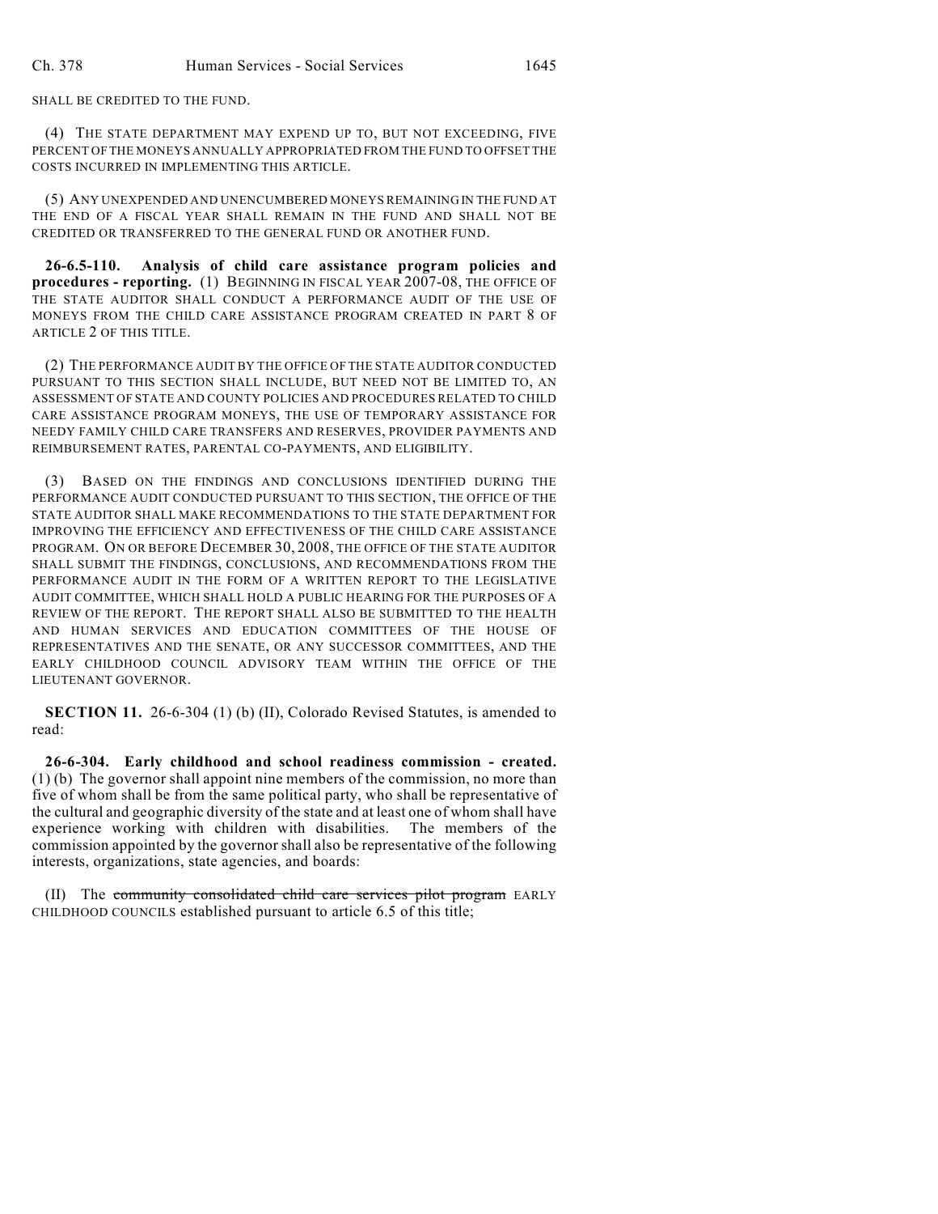SHALL BE CREDITED TO THE FUND.

(4) THE STATE DEPARTMENT MAY EXPEND UP TO, BUT NOT EXCEEDING, FIVE PERCENT OF THE MONEYS ANNUALLY APPROPRIATED FROM THE FUND TO OFFSET THE COSTS INCURRED IN IMPLEMENTING THIS ARTICLE.

(5) ANY UNEXPENDED AND UNENCUMBERED MONEYS REMAINING IN THE FUND AT THE END OF A FISCAL YEAR SHALL REMAIN IN THE FUND AND SHALL NOT BE CREDITED OR TRANSFERRED TO THE GENERAL FUND OR ANOTHER FUND.

**26-6.5-110. Analysis of child care assistance program policies and procedures - reporting.** (1) BEGINNING IN FISCAL YEAR 2007-08, THE OFFICE OF THE STATE AUDITOR SHALL CONDUCT A PERFORMANCE AUDIT OF THE USE OF MONEYS FROM THE CHILD CARE ASSISTANCE PROGRAM CREATED IN PART 8 OF ARTICLE 2 OF THIS TITLE.

(2) THE PERFORMANCE AUDIT BY THE OFFICE OF THE STATE AUDITOR CONDUCTED PURSUANT TO THIS SECTION SHALL INCLUDE, BUT NEED NOT BE LIMITED TO, AN ASSESSMENT OF STATE AND COUNTY POLICIES AND PROCEDURES RELATED TO CHILD CARE ASSISTANCE PROGRAM MONEYS, THE USE OF TEMPORARY ASSISTANCE FOR NEEDY FAMILY CHILD CARE TRANSFERS AND RESERVES, PROVIDER PAYMENTS AND REIMBURSEMENT RATES, PARENTAL CO-PAYMENTS, AND ELIGIBILITY.

(3) BASED ON THE FINDINGS AND CONCLUSIONS IDENTIFIED DURING THE PERFORMANCE AUDIT CONDUCTED PURSUANT TO THIS SECTION, THE OFFICE OF THE STATE AUDITOR SHALL MAKE RECOMMENDATIONS TO THE STATE DEPARTMENT FOR IMPROVING THE EFFICIENCY AND EFFECTIVENESS OF THE CHILD CARE ASSISTANCE PROGRAM. ON OR BEFORE DECEMBER 30, 2008, THE OFFICE OF THE STATE AUDITOR SHALL SUBMIT THE FINDINGS, CONCLUSIONS, AND RECOMMENDATIONS FROM THE PERFORMANCE AUDIT IN THE FORM OF A WRITTEN REPORT TO THE LEGISLATIVE AUDIT COMMITTEE, WHICH SHALL HOLD A PUBLIC HEARING FOR THE PURPOSES OF A REVIEW OF THE REPORT. THE REPORT SHALL ALSO BE SUBMITTED TO THE HEALTH AND HUMAN SERVICES AND EDUCATION COMMITTEES OF THE HOUSE OF REPRESENTATIVES AND THE SENATE, OR ANY SUCCESSOR COMMITTEES, AND THE EARLY CHILDHOOD COUNCIL ADVISORY TEAM WITHIN THE OFFICE OF THE LIEUTENANT GOVERNOR.

**SECTION 11.** 26-6-304 (1) (b) (II), Colorado Revised Statutes, is amended to read:

**26-6-304. Early childhood and school readiness commission - created.** (1) (b) The governor shall appoint nine members of the commission, no more than five of whom shall be from the same political party, who shall be representative of the cultural and geographic diversity of the state and at least one of whom shall have experience working with children with disabilities. The members of the commission appointed by the governor shall also be representative of the following interests, organizations, state agencies, and boards:

(II) The ~~community consolidated child care services pilot program~~ EARLY CHILDHOOD COUNCILS established pursuant to article 6.5 of this title;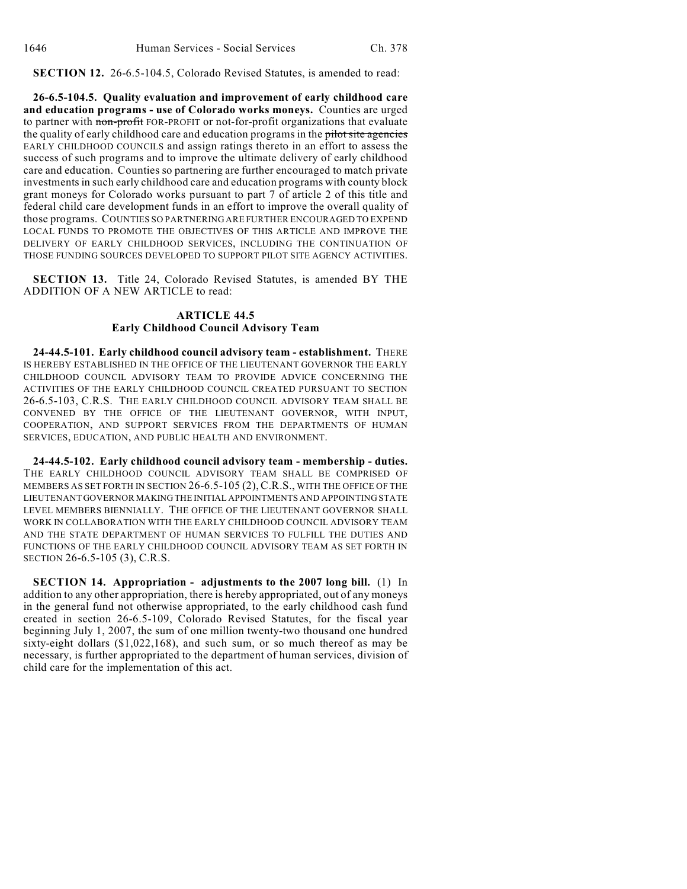**SECTION 12.** 26-6.5-104.5, Colorado Revised Statutes, is amended to read:

**26-6.5-104.5. Quality evaluation and improvement of early childhood care and education programs - use of Colorado works moneys.** Counties are urged to partner with ~~non-profit~~ FOR-PROFIT or not-for-profit organizations that evaluate the quality of early childhood care and education programs in the ~~pilot site agencies~~ EARLY CHILDHOOD COUNCILS and assign ratings thereto in an effort to assess the success of such programs and to improve the ultimate delivery of early childhood care and education. Counties so partnering are further encouraged to match private investments in such early childhood care and education programs with county block grant moneys for Colorado works pursuant to part 7 of article 2 of this title and federal child care development funds in an effort to improve the overall quality of those programs. COUNTIES SO PARTNERING ARE FURTHER ENCOURAGED TO EXPEND LOCAL FUNDS TO PROMOTE THE OBJECTIVES OF THIS ARTICLE AND IMPROVE THE DELIVERY OF EARLY CHILDHOOD SERVICES, INCLUDING THE CONTINUATION OF THOSE FUNDING SOURCES DEVELOPED TO SUPPORT PILOT SITE AGENCY ACTIVITIES.

**SECTION 13.** Title 24, Colorado Revised Statutes, is amended BY THE ADDITION OF A NEW ARTICLE to read:

**ARTICLE 44.5**
**Early Childhood Council Advisory Team**

**24-44.5-101. Early childhood council advisory team - establishment.** THERE IS HEREBY ESTABLISHED IN THE OFFICE OF THE LIEUTENANT GOVERNOR THE EARLY CHILDHOOD COUNCIL ADVISORY TEAM TO PROVIDE ADVICE CONCERNING THE ACTIVITIES OF THE EARLY CHILDHOOD COUNCIL CREATED PURSUANT TO SECTION 26-6.5-103, C.R.S. THE EARLY CHILDHOOD COUNCIL ADVISORY TEAM SHALL BE CONVENED BY THE OFFICE OF THE LIEUTENANT GOVERNOR, WITH INPUT, COOPERATION, AND SUPPORT SERVICES FROM THE DEPARTMENTS OF HUMAN SERVICES, EDUCATION, AND PUBLIC HEALTH AND ENVIRONMENT.

**24-44.5-102. Early childhood council advisory team - membership - duties.** THE EARLY CHILDHOOD COUNCIL ADVISORY TEAM SHALL BE COMPRISED OF MEMBERS AS SET FORTH IN SECTION 26-6.5-105 (2), C.R.S., WITH THE OFFICE OF THE LIEUTENANT GOVERNOR MAKING THE INITIAL APPOINTMENTS AND APPOINTING STATE LEVEL MEMBERS BIENNIALLY. THE OFFICE OF THE LIEUTENANT GOVERNOR SHALL WORK IN COLLABORATION WITH THE EARLY CHILDHOOD COUNCIL ADVISORY TEAM AND THE STATE DEPARTMENT OF HUMAN SERVICES TO FULFILL THE DUTIES AND FUNCTIONS OF THE EARLY CHILDHOOD COUNCIL ADVISORY TEAM AS SET FORTH IN SECTION 26-6.5-105 (3), C.R.S.

**SECTION 14. Appropriation - adjustments to the 2007 long bill.** (1) In addition to any other appropriation, there is hereby appropriated, out of any moneys in the general fund not otherwise appropriated, to the early childhood cash fund created in section 26-6.5-109, Colorado Revised Statutes, for the fiscal year beginning July 1, 2007, the sum of one million twenty-two thousand one hundred sixty-eight dollars ($1,022,168), and such sum, or so much thereof as may be necessary, is further appropriated to the department of human services, division of child care for the implementation of this act.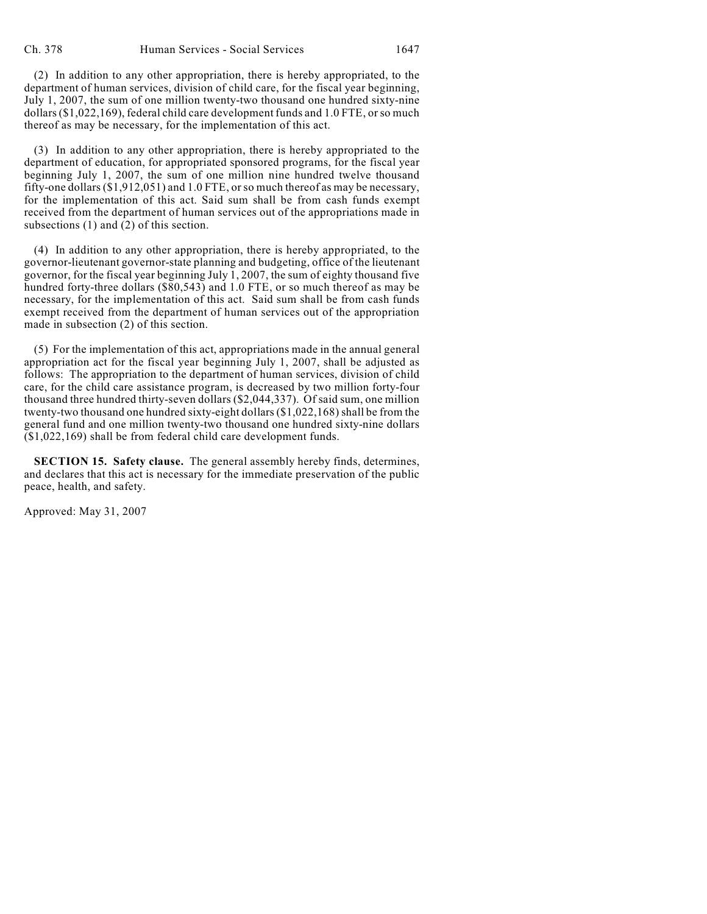(2) In addition to any other appropriation, there is hereby appropriated, to the department of human services, division of child care, for the fiscal year beginning, July 1, 2007, the sum of one million twenty-two thousand one hundred sixty-nine dollars ($1,022,169), federal child care development funds and 1.0 FTE, or so much thereof as may be necessary, for the implementation of this act.

(3) In addition to any other appropriation, there is hereby appropriated to the department of education, for appropriated sponsored programs, for the fiscal year beginning July 1, 2007, the sum of one million nine hundred twelve thousand fifty-one dollars ($1,912,051) and 1.0 FTE, or so much thereof as may be necessary, for the implementation of this act. Said sum shall be from cash funds exempt received from the department of human services out of the appropriations made in subsections (1) and (2) of this section.

(4) In addition to any other appropriation, there is hereby appropriated, to the governor-lieutenant governor-state planning and budgeting, office of the lieutenant governor, for the fiscal year beginning July 1, 2007, the sum of eighty thousand five hundred forty-three dollars ($80,543) and 1.0 FTE, or so much thereof as may be necessary, for the implementation of this act. Said sum shall be from cash funds exempt received from the department of human services out of the appropriation made in subsection (2) of this section.

(5) For the implementation of this act, appropriations made in the annual general appropriation act for the fiscal year beginning July 1, 2007, shall be adjusted as follows: The appropriation to the department of human services, division of child care, for the child care assistance program, is decreased by two million forty-four thousand three hundred thirty-seven dollars ($2,044,337). Of said sum, one million twenty-two thousand one hundred sixty-eight dollars ($1,022,168) shall be from the general fund and one million twenty-two thousand one hundred sixty-nine dollars ($1,022,169) shall be from federal child care development funds.

**SECTION 15. Safety clause.** The general assembly hereby finds, determines, and declares that this act is necessary for the immediate preservation of the public peace, health, and safety.

Approved: May 31, 2007